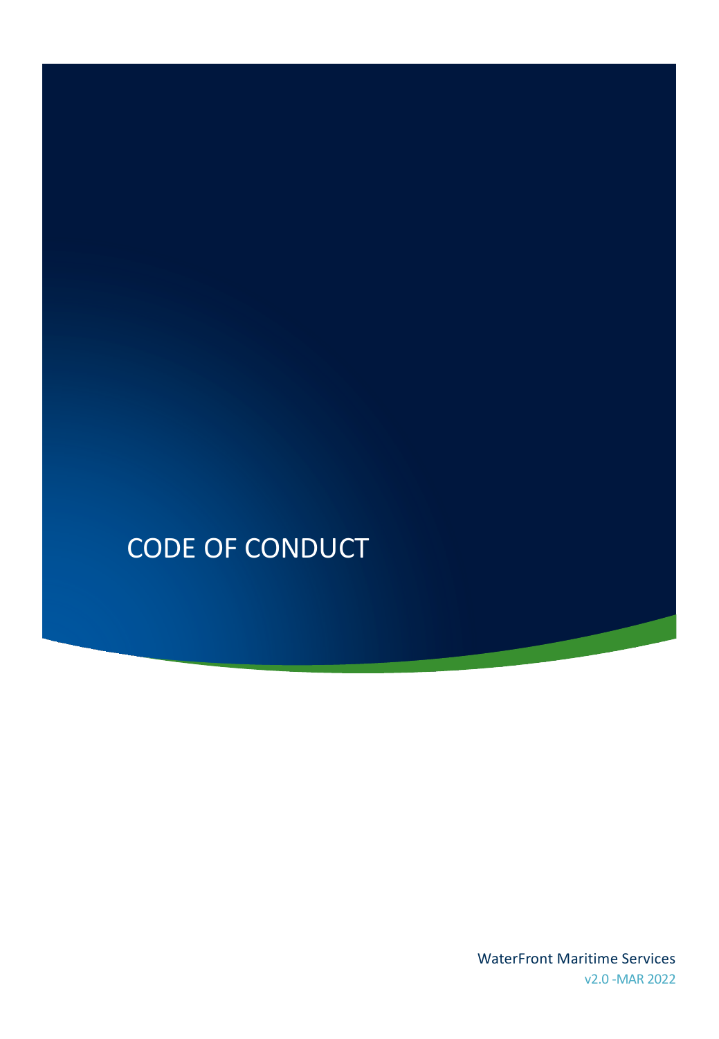# CODE OF CONDUCT

WaterFront Maritime Services

v2.0 -MAR 2022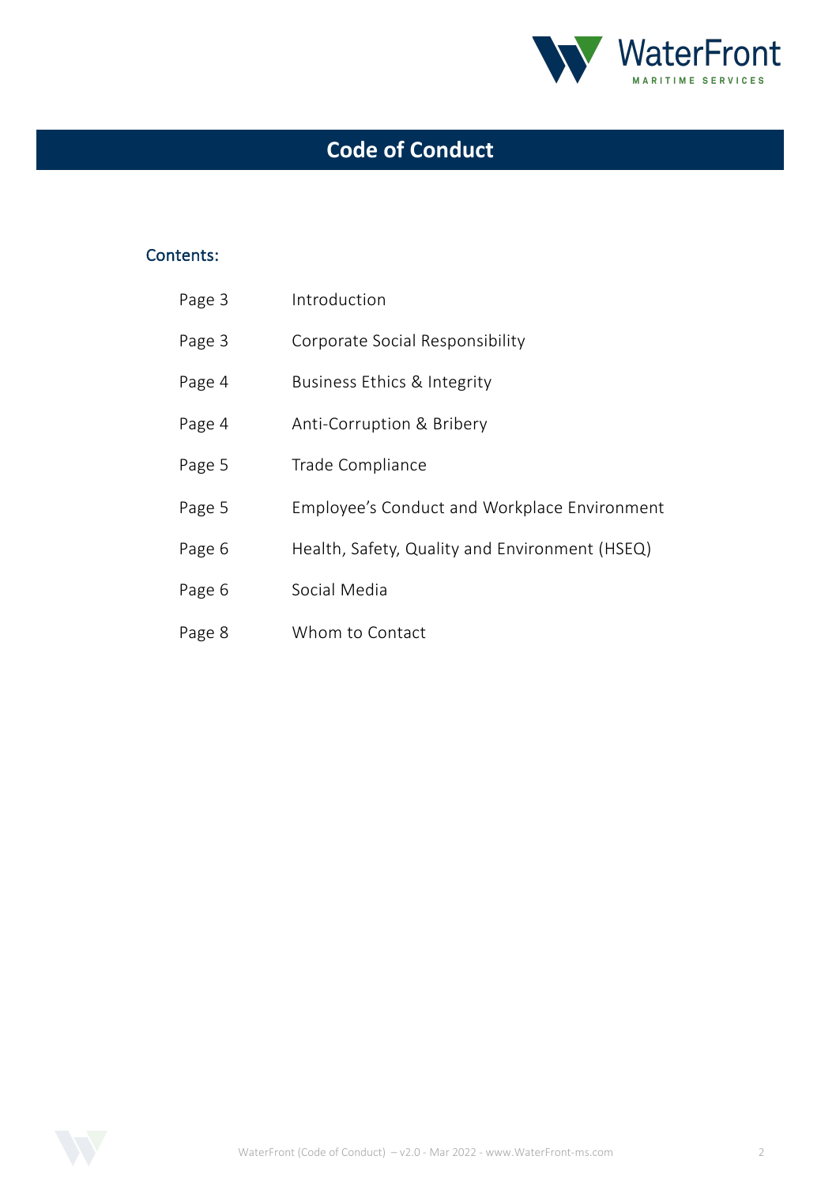# Code of Conduct

## Contents:

| | |
|---|---|
| Page 3 | Introduction |
| Page 3 | Corporate Social Responsibility |
| Page 4 | Business Ethics & Integrity |
| Page 4 | Anti-Corruption & Bribery |
| Page 5 | Trade Compliance |
| Page 5 | Employee's Conduct and Workplace Environment |
| Page 6 | Health, Safety, Quality and Environment (HSEQ) |
| Page 6 | Social Media |
| Page 8 | Whom to Contact |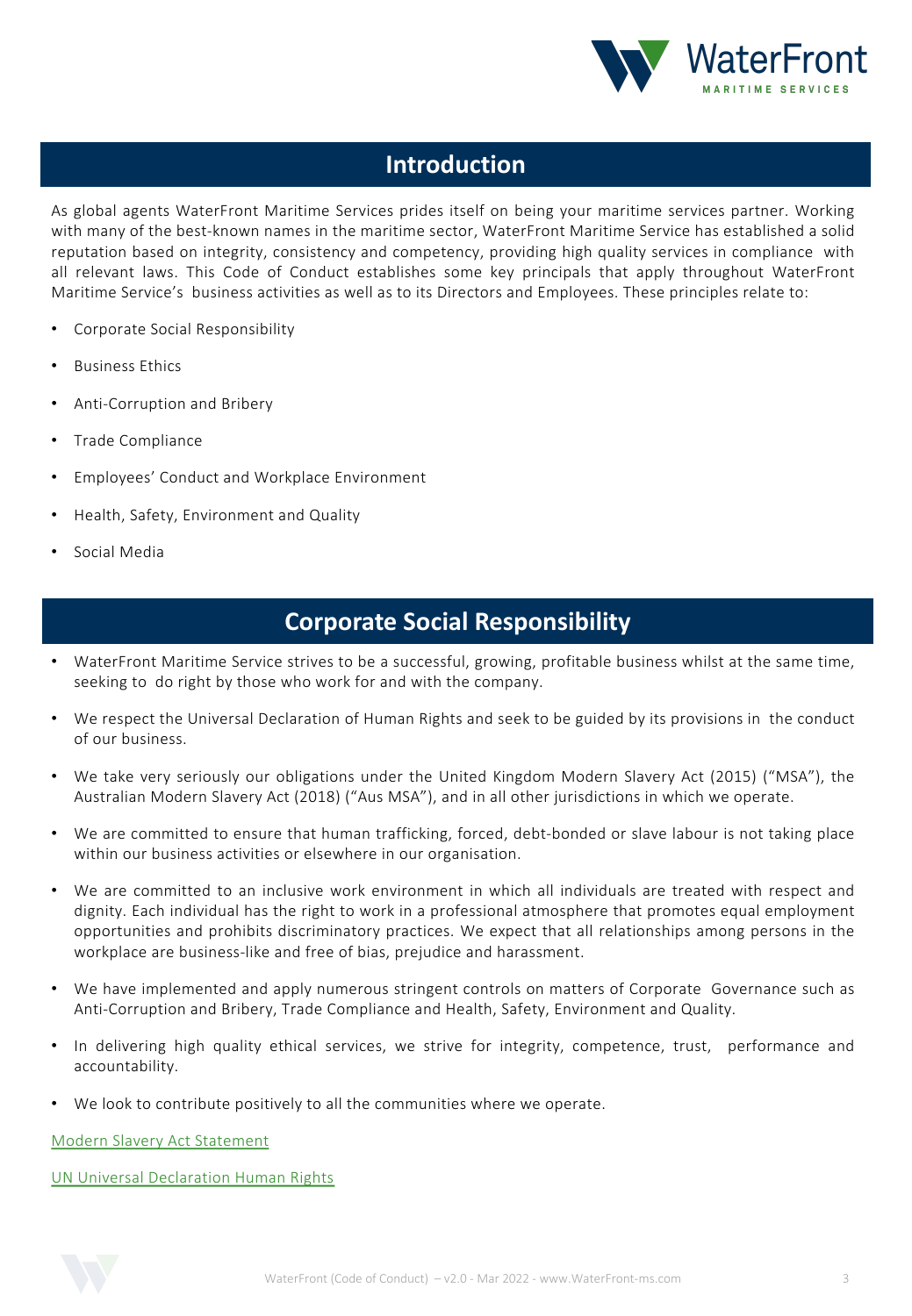## Introduction

As global agents WaterFront Maritime Services prides itself on being your maritime services partner. Working with many of the best-known names in the maritime sector, WaterFront Maritime Service has established a solid reputation based on integrity, consistency and competency, providing high quality services in compliance with all relevant laws. This Code of Conduct establishes some key principals that apply throughout WaterFront Maritime Service's business activities as well as to its Directors and Employees. These principles relate to:

- Corporate Social Responsibility
- Business Ethics
- Anti-Corruption and Bribery
- Trade Compliance
- Employees' Conduct and Workplace Environment
- Health, Safety, Environment and Quality
- Social Media

## Corporate Social Responsibility

- WaterFront Maritime Service strives to be a successful, growing, profitable business whilst at the same time, seeking to do right by those who work for and with the company.
- We respect the Universal Declaration of Human Rights and seek to be guided by its provisions in the conduct of our business.
- We take very seriously our obligations under the United Kingdom Modern Slavery Act (2015) ("MSA"), the Australian Modern Slavery Act (2018) ("Aus MSA"), and in all other jurisdictions in which we operate.
- We are committed to ensure that human trafficking, forced, debt-bonded or slave labour is not taking place within our business activities or elsewhere in our organisation.
- We are committed to an inclusive work environment in which all individuals are treated with respect and dignity. Each individual has the right to work in a professional atmosphere that promotes equal employment opportunities and prohibits discriminatory practices. We expect that all relationships among persons in the workplace are business-like and free of bias, prejudice and harassment.
- We have implemented and apply numerous stringent controls on matters of Corporate Governance such as Anti-Corruption and Bribery, Trade Compliance and Health, Safety, Environment and Quality.
- In delivering high quality ethical services, we strive for integrity, competence, trust, performance and accountability.
- We look to contribute positively to all the communities where we operate.

Modern Slavery Act Statement

UN Universal Declaration Human Rights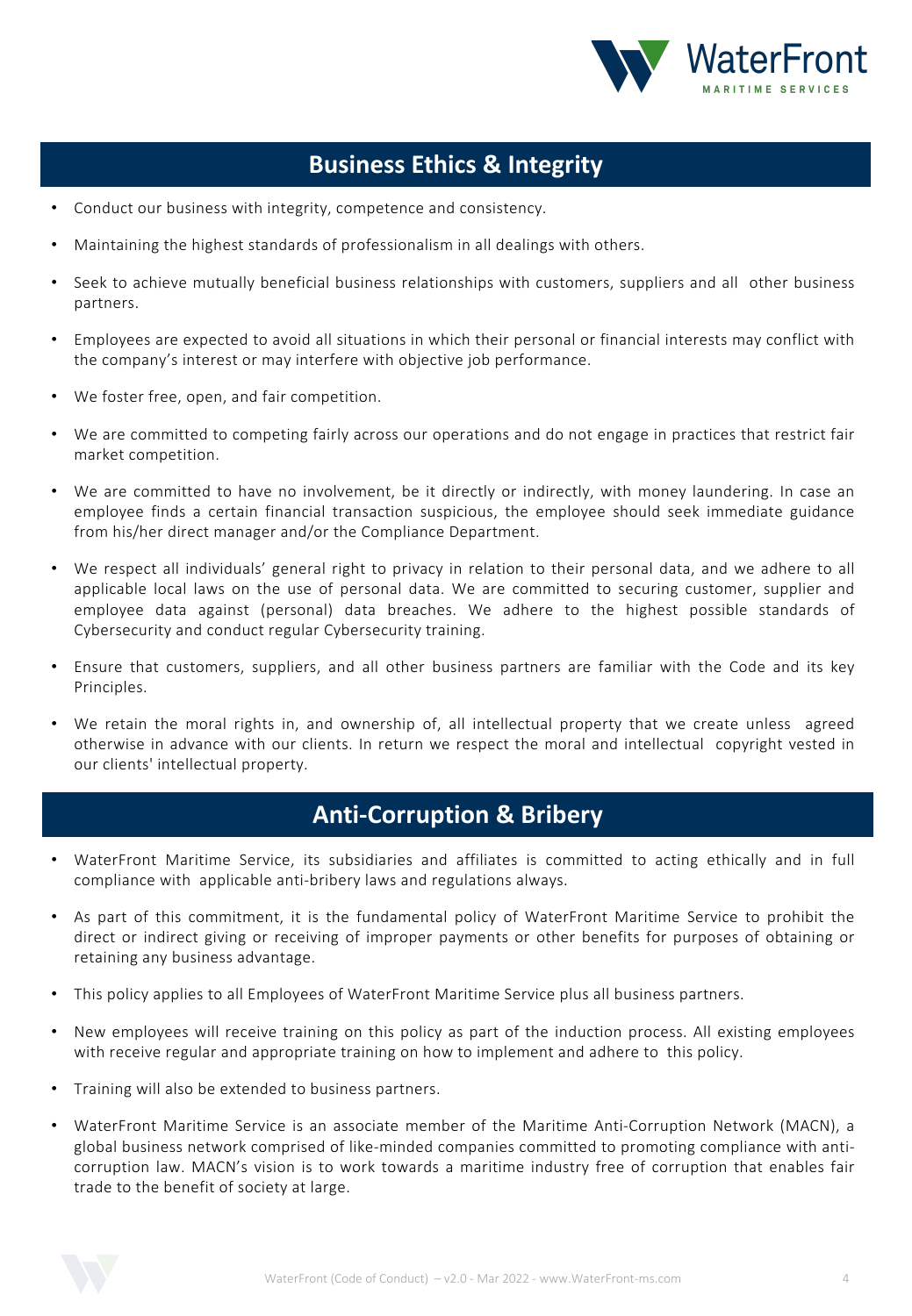## Business Ethics & Integrity

- Conduct our business with integrity, competence and consistency.
- Maintaining the highest standards of professionalism in all dealings with others.
- Seek to achieve mutually beneficial business relationships with customers, suppliers and all other business partners.
- Employees are expected to avoid all situations in which their personal or financial interests may conflict with the company's interest or may interfere with objective job performance.
- We foster free, open, and fair competition.
- We are committed to competing fairly across our operations and do not engage in practices that restrict fair market competition.
- We are committed to have no involvement, be it directly or indirectly, with money laundering. In case an employee finds a certain financial transaction suspicious, the employee should seek immediate guidance from his/her direct manager and/or the Compliance Department.
- We respect all individuals' general right to privacy in relation to their personal data, and we adhere to all applicable local laws on the use of personal data. We are committed to securing customer, supplier and employee data against (personal) data breaches. We adhere to the highest possible standards of Cybersecurity and conduct regular Cybersecurity training.
- Ensure that customers, suppliers, and all other business partners are familiar with the Code and its key Principles.
- We retain the moral rights in, and ownership of, all intellectual property that we create unless agreed otherwise in advance with our clients. In return we respect the moral and intellectual copyright vested in our clients' intellectual property.

## Anti-Corruption & Bribery

- WaterFront Maritime Service, its subsidiaries and affiliates is committed to acting ethically and in full compliance with applicable anti-bribery laws and regulations always.
- As part of this commitment, it is the fundamental policy of WaterFront Maritime Service to prohibit the direct or indirect giving or receiving of improper payments or other benefits for purposes of obtaining or retaining any business advantage.
- This policy applies to all Employees of WaterFront Maritime Service plus all business partners.
- New employees will receive training on this policy as part of the induction process. All existing employees with receive regular and appropriate training on how to implement and adhere to this policy.
- Training will also be extended to business partners.
- WaterFront Maritime Service is an associate member of the Maritime Anti-Corruption Network (MACN), a global business network comprised of like-minded companies committed to promoting compliance with anti-corruption law. MACN's vision is to work towards a maritime industry free of corruption that enables fair trade to the benefit of society at large.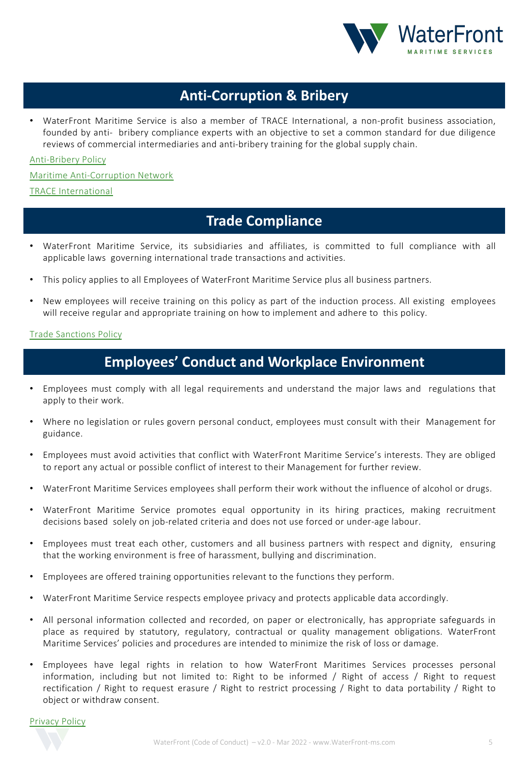## Anti-Corruption & Bribery

- WaterFront Maritime Service is also a member of TRACE International, a non-profit business association, founded by anti- bribery compliance experts with an objective to set a common standard for due diligence reviews of commercial intermediaries and anti-bribery training for the global supply chain.

Anti-Bribery Policy

Maritime Anti-Corruption Network

TRACE International

## Trade Compliance

- WaterFront Maritime Service, its subsidiaries and affiliates, is committed to full compliance with all applicable laws governing international trade transactions and activities.
- This policy applies to all Employees of WaterFront Maritime Service plus all business partners.
- New employees will receive training on this policy as part of the induction process. All existing employees will receive regular and appropriate training on how to implement and adhere to this policy.

Trade Sanctions Policy

## Employees' Conduct and Workplace Environment

- Employees must comply with all legal requirements and understand the major laws and regulations that apply to their work.
- Where no legislation or rules govern personal conduct, employees must consult with their Management for guidance.
- Employees must avoid activities that conflict with WaterFront Maritime Service's interests. They are obliged to report any actual or possible conflict of interest to their Management for further review.
- WaterFront Maritime Services employees shall perform their work without the influence of alcohol or drugs.
- WaterFront Maritime Service promotes equal opportunity in its hiring practices, making recruitment decisions based solely on job-related criteria and does not use forced or under-age labour.
- Employees must treat each other, customers and all business partners with respect and dignity, ensuring that the working environment is free of harassment, bullying and discrimination.
- Employees are offered training opportunities relevant to the functions they perform.
- WaterFront Maritime Service respects employee privacy and protects applicable data accordingly.
- All personal information collected and recorded, on paper or electronically, has appropriate safeguards in place as required by statutory, regulatory, contractual or quality management obligations. WaterFront Maritime Services' policies and procedures are intended to minimize the risk of loss or damage.
- Employees have legal rights in relation to how WaterFront Maritimes Services processes personal information, including but not limited to: Right to be informed / Right of access / Right to request rectification / Right to request erasure / Right to restrict processing / Right to data portability / Right to object or withdraw consent.

Privacy Policy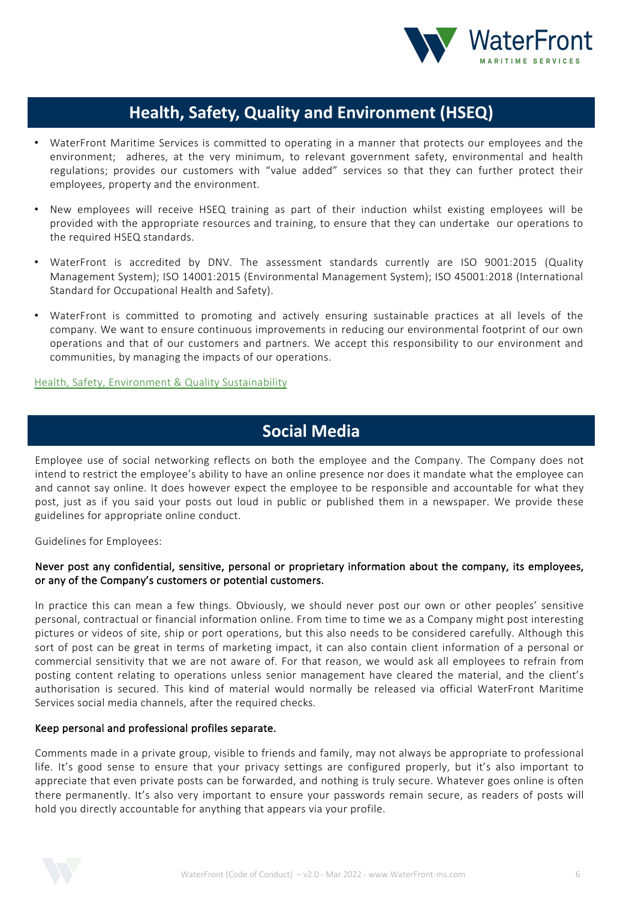## Health, Safety, Quality and Environment (HSEQ)

- WaterFront Maritime Services is committed to operating in a manner that protects our employees and the environment; adheres, at the very minimum, to relevant government safety, environmental and health regulations; provides our customers with "value added" services so that they can further protect their employees, property and the environment.
- New employees will receive HSEQ training as part of their induction whilst existing employees will be provided with the appropriate resources and training, to ensure that they can undertake our operations to the required HSEQ standards.
- WaterFront is accredited by DNV. The assessment standards currently are ISO 9001:2015 (Quality Management System); ISO 14001:2015 (Environmental Management System); ISO 45001:2018 (International Standard for Occupational Health and Safety).
- WaterFront is committed to promoting and actively ensuring sustainable practices at all levels of the company. We want to ensure continuous improvements in reducing our environmental footprint of our own operations and that of our customers and partners. We accept this responsibility to our environment and communities, by managing the impacts of our operations.

Health, Safety, Environment & Quality Sustainability

## Social Media

Employee use of social networking reflects on both the employee and the Company. The Company does not intend to restrict the employee's ability to have an online presence nor does it mandate what the employee can and cannot say online. It does however expect the employee to be responsible and accountable for what they post, just as if you said your posts out loud in public or published them in a newspaper. We provide these guidelines for appropriate online conduct.

Guidelines for Employees:

**Never post any confidential, sensitive, personal or proprietary information about the company, its employees, or any of the Company's customers or potential customers.**

In practice this can mean a few things. Obviously, we should never post our own or other peoples' sensitive personal, contractual or financial information online. From time to time we as a Company might post interesting pictures or videos of site, ship or port operations, but this also needs to be considered carefully. Although this sort of post can be great in terms of marketing impact, it can also contain client information of a personal or commercial sensitivity that we are not aware of. For that reason, we would ask all employees to refrain from posting content relating to operations unless senior management have cleared the material, and the client's authorisation is secured. This kind of material would normally be released via official WaterFront Maritime Services social media channels, after the required checks.

**Keep personal and professional profiles separate.**

Comments made in a private group, visible to friends and family, may not always be appropriate to professional life. It's good sense to ensure that your privacy settings are configured properly, but it's also important to appreciate that even private posts can be forwarded, and nothing is truly secure. Whatever goes online is often there permanently. It's also very important to ensure your passwords remain secure, as readers of posts will hold you directly accountable for anything that appears via your profile.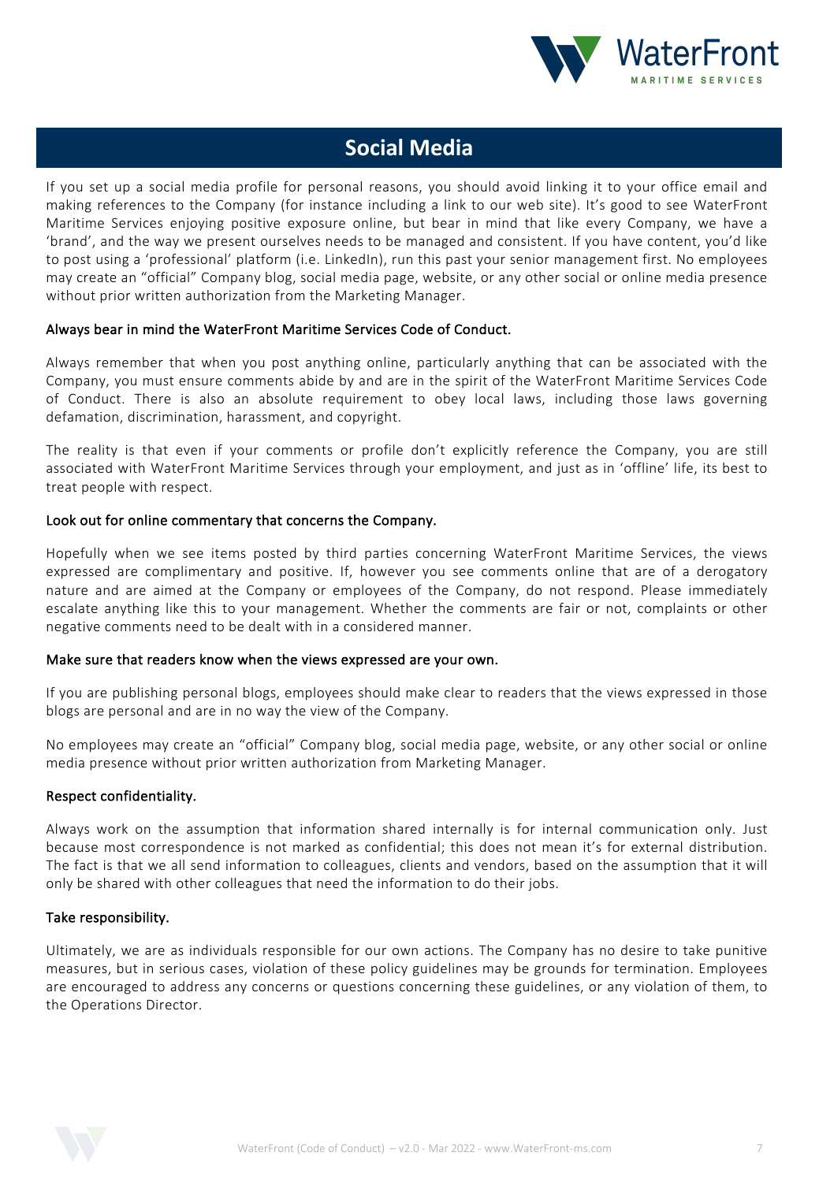## Social Media

If you set up a social media profile for personal reasons, you should avoid linking it to your office email and making references to the Company (for instance including a link to our web site). It's good to see WaterFront Maritime Services enjoying positive exposure online, but bear in mind that like every Company, we have a 'brand', and the way we present ourselves needs to be managed and consistent. If you have content, you'd like to post using a 'professional' platform (i.e. LinkedIn), run this past your senior management first. No employees may create an "official" Company blog, social media page, website, or any other social or online media presence without prior written authorization from the Marketing Manager.

### Always bear in mind the WaterFront Maritime Services Code of Conduct.

Always remember that when you post anything online, particularly anything that can be associated with the Company, you must ensure comments abide by and are in the spirit of the WaterFront Maritime Services Code of Conduct. There is also an absolute requirement to obey local laws, including those laws governing defamation, discrimination, harassment, and copyright.

The reality is that even if your comments or profile don't explicitly reference the Company, you are still associated with WaterFront Maritime Services through your employment, and just as in 'offline' life, its best to treat people with respect.

### Look out for online commentary that concerns the Company.

Hopefully when we see items posted by third parties concerning WaterFront Maritime Services, the views expressed are complimentary and positive. If, however you see comments online that are of a derogatory nature and are aimed at the Company or employees of the Company, do not respond. Please immediately escalate anything like this to your management. Whether the comments are fair or not, complaints or other negative comments need to be dealt with in a considered manner.

### Make sure that readers know when the views expressed are your own.

If you are publishing personal blogs, employees should make clear to readers that the views expressed in those blogs are personal and are in no way the view of the Company.

No employees may create an "official" Company blog, social media page, website, or any other social or online media presence without prior written authorization from Marketing Manager.

### Respect confidentiality.

Always work on the assumption that information shared internally is for internal communication only. Just because most correspondence is not marked as confidential; this does not mean it's for external distribution. The fact is that we all send information to colleagues, clients and vendors, based on the assumption that it will only be shared with other colleagues that need the information to do their jobs.

### Take responsibility.

Ultimately, we are as individuals responsible for our own actions. The Company has no desire to take punitive measures, but in serious cases, violation of these policy guidelines may be grounds for termination. Employees are encouraged to address any concerns or questions concerning these guidelines, or any violation of them, to the Operations Director.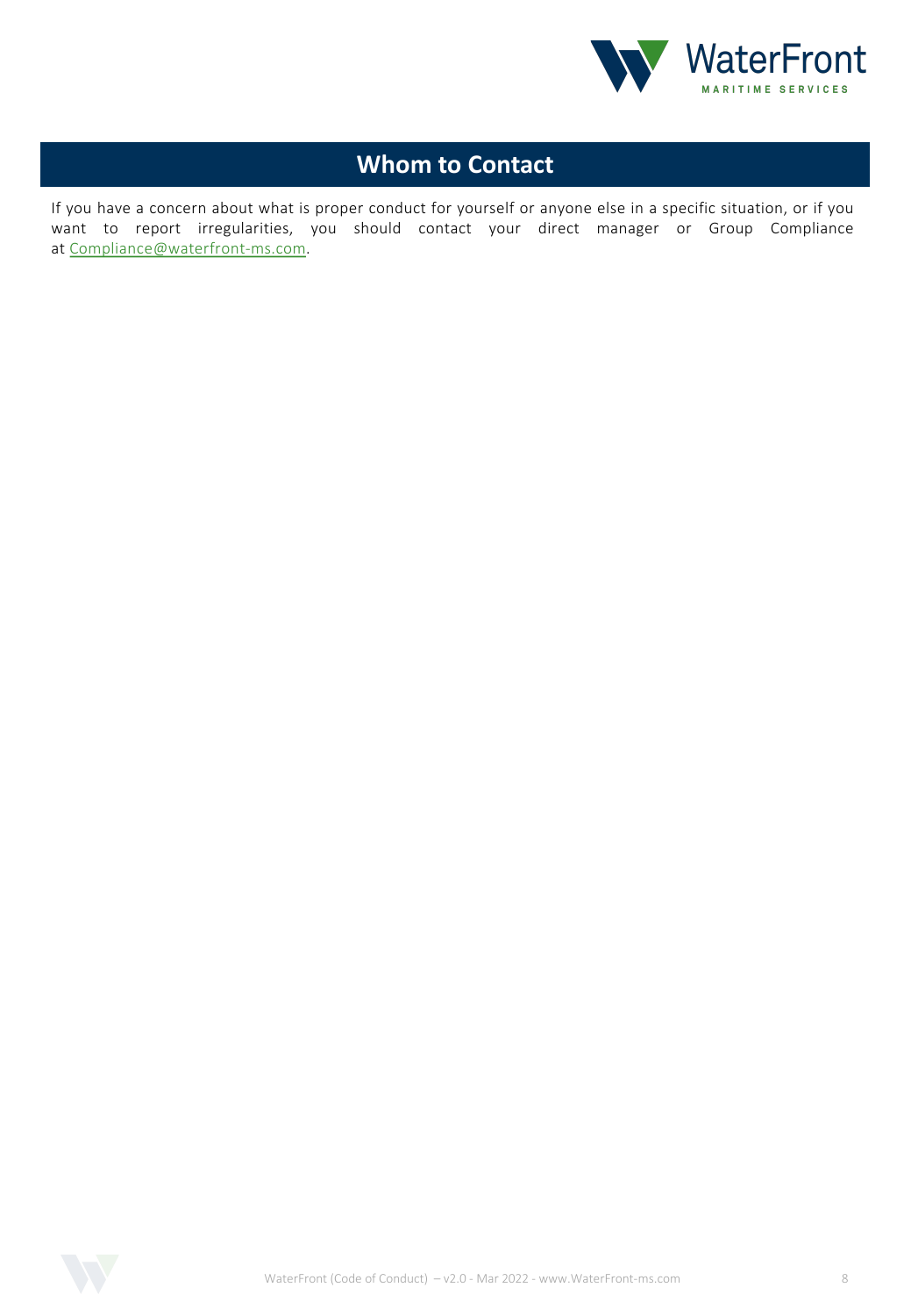## Whom to Contact

If you have a concern about what is proper conduct for yourself or anyone else in a specific situation, or if you want to report irregularities, you should contact your direct manager or Group Compliance at Compliance@waterfront-ms.com.